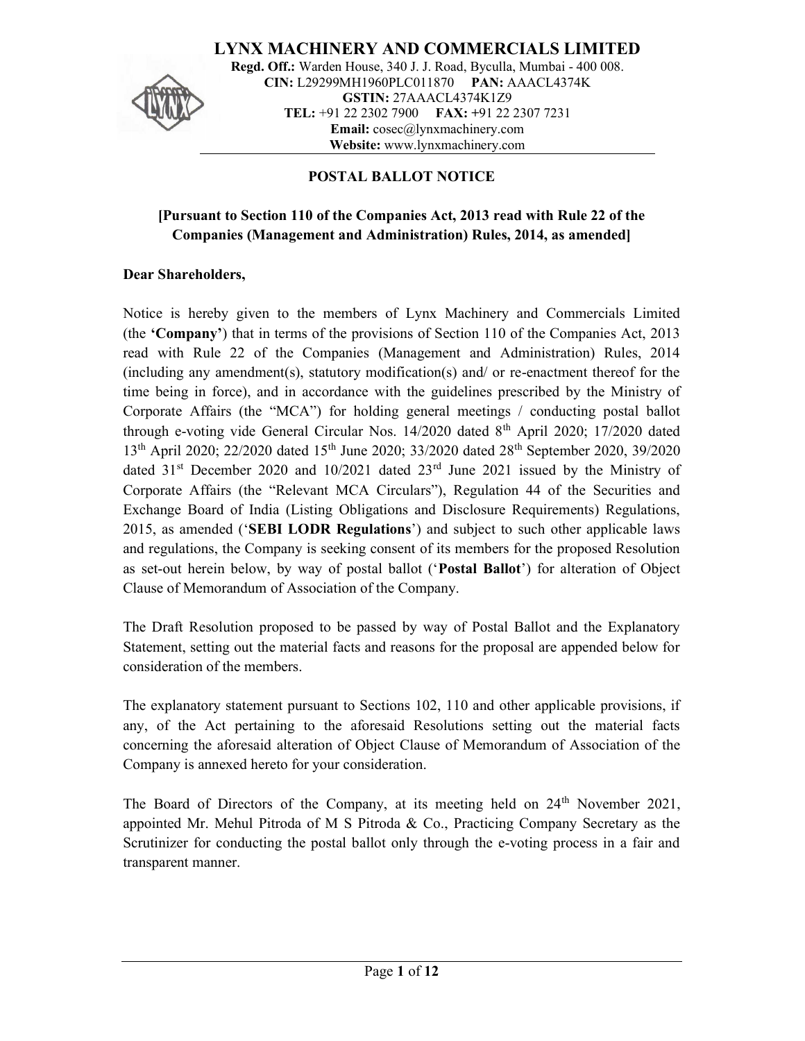# LYNX MACHINERY AND COMMERCIALS LIMITED

**Regd. Off.:** Warden House, 340 J. J. Road, Byculla, Mumbai - 400 008.
**CIN:** L29299MH1960PLC011870 **PAN:** AAACL4374K
**GSTIN:** 27AAACL4374K1Z9
**TEL:** +91 22 2302 7900 **FAX:** +91 22 2307 7231
**Email:** cosec@lynxmachinery.com
**Website:** www.lynxmachinery.com

## POSTAL BALLOT NOTICE

**[Pursuant to Section 110 of the Companies Act, 2013 read with Rule 22 of the Companies (Management and Administration) Rules, 2014, as amended]**

**Dear Shareholders,**

Notice is hereby given to the members of Lynx Machinery and Commercials Limited (the **'Company'**) that in terms of the provisions of Section 110 of the Companies Act, 2013 read with Rule 22 of the Companies (Management and Administration) Rules, 2014 (including any amendment(s), statutory modification(s) and/ or re-enactment thereof for the time being in force), and in accordance with the guidelines prescribed by the Ministry of Corporate Affairs (the "MCA") for holding general meetings / conducting postal ballot through e-voting vide General Circular Nos. 14/2020 dated 8th April 2020; 17/2020 dated 13th April 2020; 22/2020 dated 15th June 2020; 33/2020 dated 28th September 2020, 39/2020 dated 31st December 2020 and 10/2021 dated 23rd June 2021 issued by the Ministry of Corporate Affairs (the "Relevant MCA Circulars"), Regulation 44 of the Securities and Exchange Board of India (Listing Obligations and Disclosure Requirements) Regulations, 2015, as amended ('**SEBI LODR Regulations**') and subject to such other applicable laws and regulations, the Company is seeking consent of its members for the proposed Resolution as set-out herein below, by way of postal ballot ('**Postal Ballot**') for alteration of Object Clause of Memorandum of Association of the Company.

The Draft Resolution proposed to be passed by way of Postal Ballot and the Explanatory Statement, setting out the material facts and reasons for the proposal are appended below for consideration of the members.

The explanatory statement pursuant to Sections 102, 110 and other applicable provisions, if any, of the Act pertaining to the aforesaid Resolutions setting out the material facts concerning the aforesaid alteration of Object Clause of Memorandum of Association of the Company is annexed hereto for your consideration.

The Board of Directors of the Company, at its meeting held on 24th November 2021, appointed Mr. Mehul Pitroda of M S Pitroda & Co., Practicing Company Secretary as the Scrutinizer for conducting the postal ballot only through the e-voting process in a fair and transparent manner.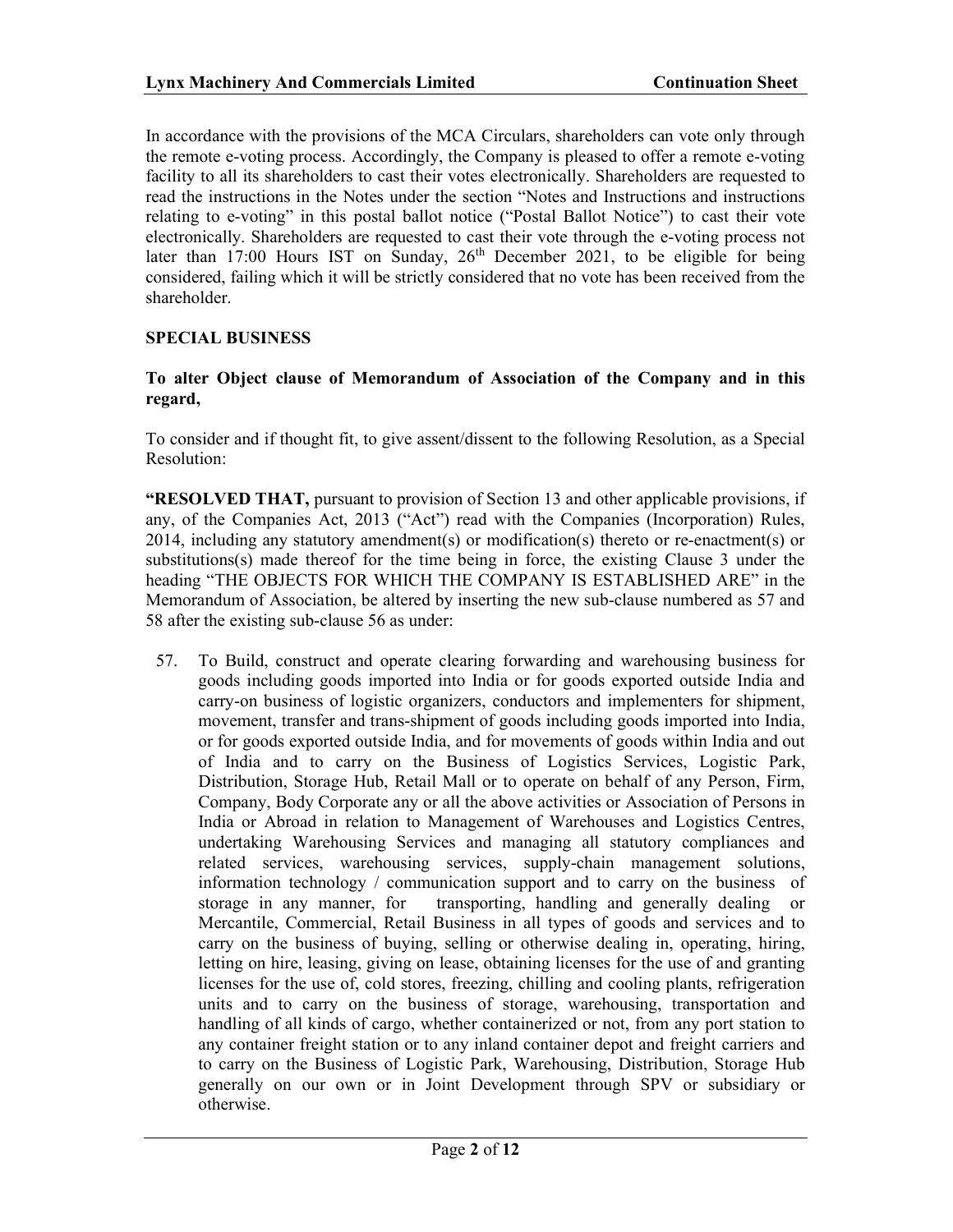In accordance with the provisions of the MCA Circulars, shareholders can vote only through the remote e-voting process. Accordingly, the Company is pleased to offer a remote e-voting facility to all its shareholders to cast their votes electronically. Shareholders are requested to read the instructions in the Notes under the section "Notes and Instructions and instructions relating to e-voting" in this postal ballot notice ("Postal Ballot Notice") to cast their vote electronically. Shareholders are requested to cast their vote through the e-voting process not later than 17:00 Hours IST on Sunday, 26th December 2021, to be eligible for being considered, failing which it will be strictly considered that no vote has been received from the shareholder.

**SPECIAL BUSINESS**

**To alter Object clause of Memorandum of Association of the Company and in this regard,**

To consider and if thought fit, to give assent/dissent to the following Resolution, as a Special Resolution:

**"RESOLVED THAT,** pursuant to provision of Section 13 and other applicable provisions, if any, of the Companies Act, 2013 ("Act") read with the Companies (Incorporation) Rules, 2014, including any statutory amendment(s) or modification(s) thereto or re-enactment(s) or substitutions(s) made thereof for the time being in force, the existing Clause 3 under the heading "THE OBJECTS FOR WHICH THE COMPANY IS ESTABLISHED ARE" in the Memorandum of Association, be altered by inserting the new sub-clause numbered as 57 and 58 after the existing sub-clause 56 as under:

57. To Build, construct and operate clearing forwarding and warehousing business for goods including goods imported into India or for goods exported outside India and carry-on business of logistic organizers, conductors and implementers for shipment, movement, transfer and trans-shipment of goods including goods imported into India, or for goods exported outside India, and for movements of goods within India and out of India and to carry on the Business of Logistics Services, Logistic Park, Distribution, Storage Hub, Retail Mall or to operate on behalf of any Person, Firm, Company, Body Corporate any or all the above activities or Association of Persons in India or Abroad in relation to Management of Warehouses and Logistics Centres, undertaking Warehousing Services and managing all statutory compliances and related services, warehousing services, supply-chain management solutions, information technology / communication support and to carry on the business of storage in any manner, for transporting, handling and generally dealing or Mercantile, Commercial, Retail Business in all types of goods and services and to carry on the business of buying, selling or otherwise dealing in, operating, hiring, letting on hire, leasing, giving on lease, obtaining licenses for the use of and granting licenses for the use of, cold stores, freezing, chilling and cooling plants, refrigeration units and to carry on the business of storage, warehousing, transportation and handling of all kinds of cargo, whether containerized or not, from any port station to any container freight station or to any inland container depot and freight carriers and to carry on the Business of Logistic Park, Warehousing, Distribution, Storage Hub generally on our own or in Joint Development through SPV or subsidiary or otherwise.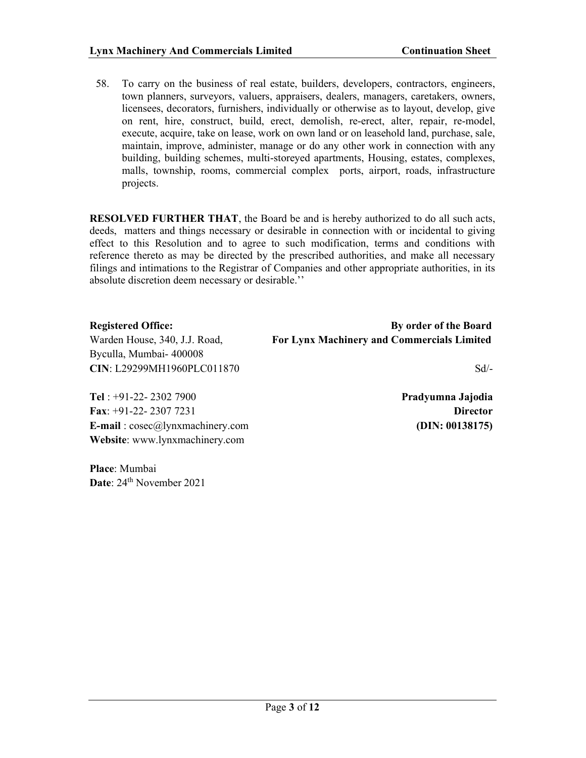58. To carry on the business of real estate, builders, developers, contractors, engineers, town planners, surveyors, valuers, appraisers, dealers, managers, caretakers, owners, licensees, decorators, furnishers, individually or otherwise as to layout, develop, give on rent, hire, construct, build, erect, demolish, re-erect, alter, repair, re-model, execute, acquire, take on lease, work on own land or on leasehold land, purchase, sale, maintain, improve, administer, manage or do any other work in connection with any building, building schemes, multi-storeyed apartments, Housing, estates, complexes, malls, township, rooms, commercial complex ports, airport, roads, infrastructure projects.

**RESOLVED FURTHER THAT**, the Board be and is hereby authorized to do all such acts, deeds, matters and things necessary or desirable in connection with or incidental to giving effect to this Resolution and to agree to such modification, terms and conditions with reference thereto as may be directed by the prescribed authorities, and make all necessary filings and intimations to the Registrar of Companies and other appropriate authorities, in its absolute discretion deem necessary or desirable.''

**Registered Office:**
Warden House, 340, J.J. Road,
Byculla, Mumbai- 400008
**CIN**: L29299MH1960PLC011870

**Tel** : +91-22- 2302 7900
**Fax**: +91-22- 2307 7231
**E-mail** : cosec@lynxmachinery.com
**Website**: www.lynxmachinery.com

**Place**: Mumbai
**Date**: 24th November 2021

**By order of the Board**
**For Lynx Machinery and Commercials Limited**

Sd/-

**Pradyumna Jajodia**
**Director**
**(DIN: 00138175)**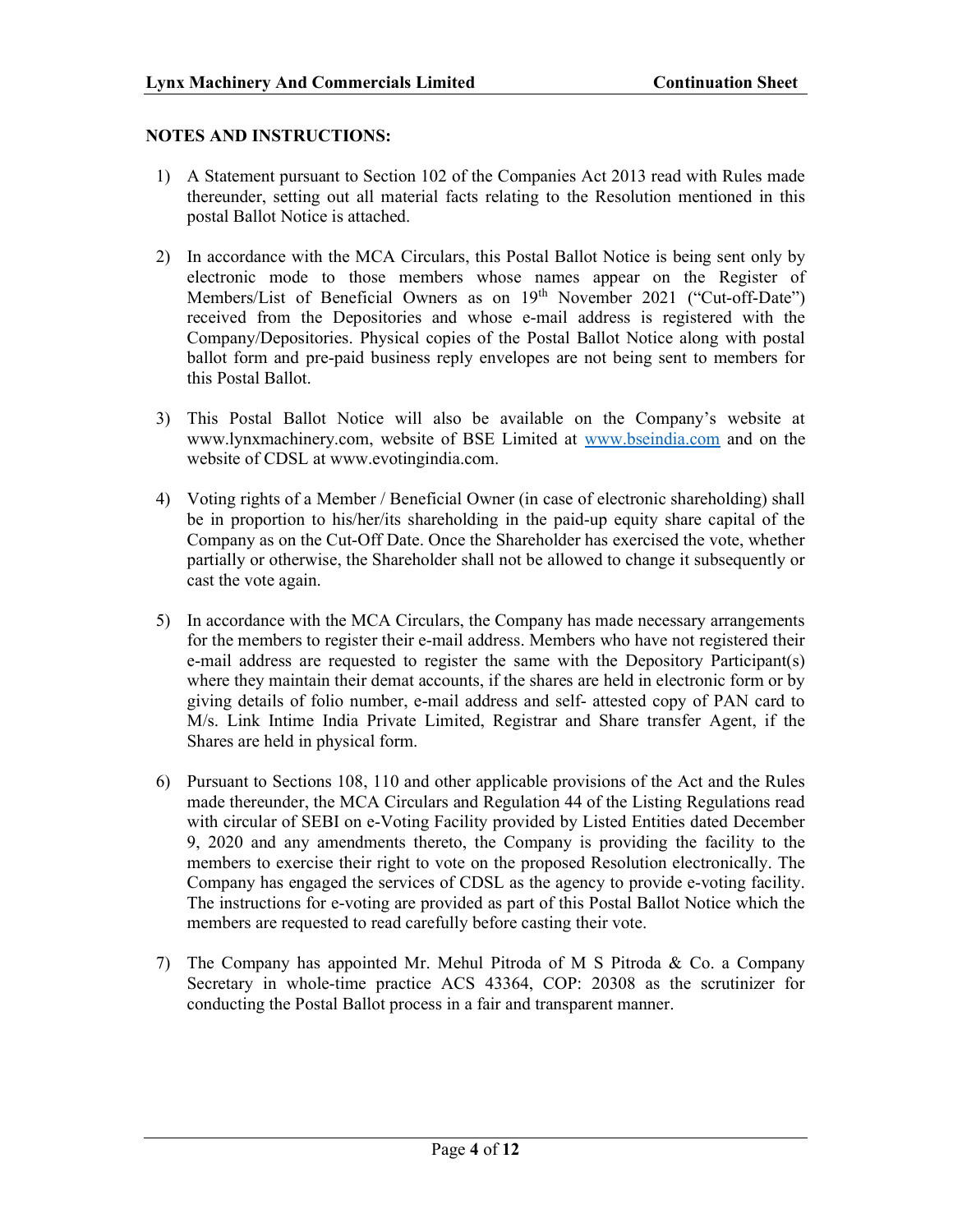**NOTES AND INSTRUCTIONS:**

1) A Statement pursuant to Section 102 of the Companies Act 2013 read with Rules made thereunder, setting out all material facts relating to the Resolution mentioned in this postal Ballot Notice is attached.

2) In accordance with the MCA Circulars, this Postal Ballot Notice is being sent only by electronic mode to those members whose names appear on the Register of Members/List of Beneficial Owners as on 19th November 2021 ("Cut-off-Date") received from the Depositories and whose e-mail address is registered with the Company/Depositories. Physical copies of the Postal Ballot Notice along with postal ballot form and pre-paid business reply envelopes are not being sent to members for this Postal Ballot.

3) This Postal Ballot Notice will also be available on the Company's website at www.lynxmachinery.com, website of BSE Limited at www.bseindia.com and on the website of CDSL at www.evotingindia.com.

4) Voting rights of a Member / Beneficial Owner (in case of electronic shareholding) shall be in proportion to his/her/its shareholding in the paid-up equity share capital of the Company as on the Cut-Off Date. Once the Shareholder has exercised the vote, whether partially or otherwise, the Shareholder shall not be allowed to change it subsequently or cast the vote again.

5) In accordance with the MCA Circulars, the Company has made necessary arrangements for the members to register their e-mail address. Members who have not registered their e-mail address are requested to register the same with the Depository Participant(s) where they maintain their demat accounts, if the shares are held in electronic form or by giving details of folio number, e-mail address and self- attested copy of PAN card to M/s. Link Intime India Private Limited, Registrar and Share transfer Agent, if the Shares are held in physical form.

6) Pursuant to Sections 108, 110 and other applicable provisions of the Act and the Rules made thereunder, the MCA Circulars and Regulation 44 of the Listing Regulations read with circular of SEBI on e-Voting Facility provided by Listed Entities dated December 9, 2020 and any amendments thereto, the Company is providing the facility to the members to exercise their right to vote on the proposed Resolution electronically. The Company has engaged the services of CDSL as the agency to provide e-voting facility. The instructions for e-voting are provided as part of this Postal Ballot Notice which the members are requested to read carefully before casting their vote.

7) The Company has appointed Mr. Mehul Pitroda of M S Pitroda & Co. a Company Secretary in whole-time practice ACS 43364, COP: 20308 as the scrutinizer for conducting the Postal Ballot process in a fair and transparent manner.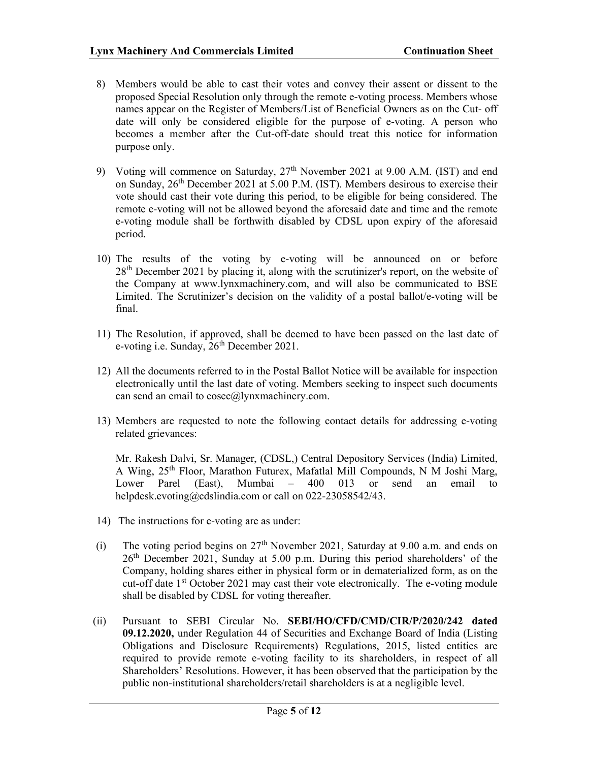8) Members would be able to cast their votes and convey their assent or dissent to the proposed Special Resolution only through the remote e-voting process. Members whose names appear on the Register of Members/List of Beneficial Owners as on the Cut- off date will only be considered eligible for the purpose of e-voting. A person who becomes a member after the Cut-off-date should treat this notice for information purpose only.

9) Voting will commence on Saturday, 27th November 2021 at 9.00 A.M. (IST) and end on Sunday, 26th December 2021 at 5.00 P.M. (IST). Members desirous to exercise their vote should cast their vote during this period, to be eligible for being considered. The remote e-voting will not be allowed beyond the aforesaid date and time and the remote e-voting module shall be forthwith disabled by CDSL upon expiry of the aforesaid period.

10) The results of the voting by e-voting will be announced on or before 28th December 2021 by placing it, along with the scrutinizer's report, on the website of the Company at www.lynxmachinery.com, and will also be communicated to BSE Limited. The Scrutinizer's decision on the validity of a postal ballot/e-voting will be final.

11) The Resolution, if approved, shall be deemed to have been passed on the last date of e-voting i.e. Sunday, 26th December 2021.

12) All the documents referred to in the Postal Ballot Notice will be available for inspection electronically until the last date of voting. Members seeking to inspect such documents can send an email to cosec@lynxmachinery.com.

13) Members are requested to note the following contact details for addressing e-voting related grievances:

    Mr. Rakesh Dalvi, Sr. Manager, (CDSL,) Central Depository Services (India) Limited, A Wing, 25th Floor, Marathon Futurex, Mafatlal Mill Compounds, N M Joshi Marg, Lower Parel (East), Mumbai – 400 013 or send an email to helpdesk.evoting@cdslindia.com or call on 022-23058542/43.

14) The instructions for e-voting are as under:

(i) The voting period begins on 27th November 2021, Saturday at 9.00 a.m. and ends on 26th December 2021, Sunday at 5.00 p.m. During this period shareholders' of the Company, holding shares either in physical form or in dematerialized form, as on the cut-off date 1st October 2021 may cast their vote electronically. The e-voting module shall be disabled by CDSL for voting thereafter.

(ii) Pursuant to SEBI Circular No. **SEBI/HO/CFD/CMD/CIR/P/2020/242 dated 09.12.2020,** under Regulation 44 of Securities and Exchange Board of India (Listing Obligations and Disclosure Requirements) Regulations, 2015, listed entities are required to provide remote e-voting facility to its shareholders, in respect of all Shareholders' Resolutions. However, it has been observed that the participation by the public non-institutional shareholders/retail shareholders is at a negligible level.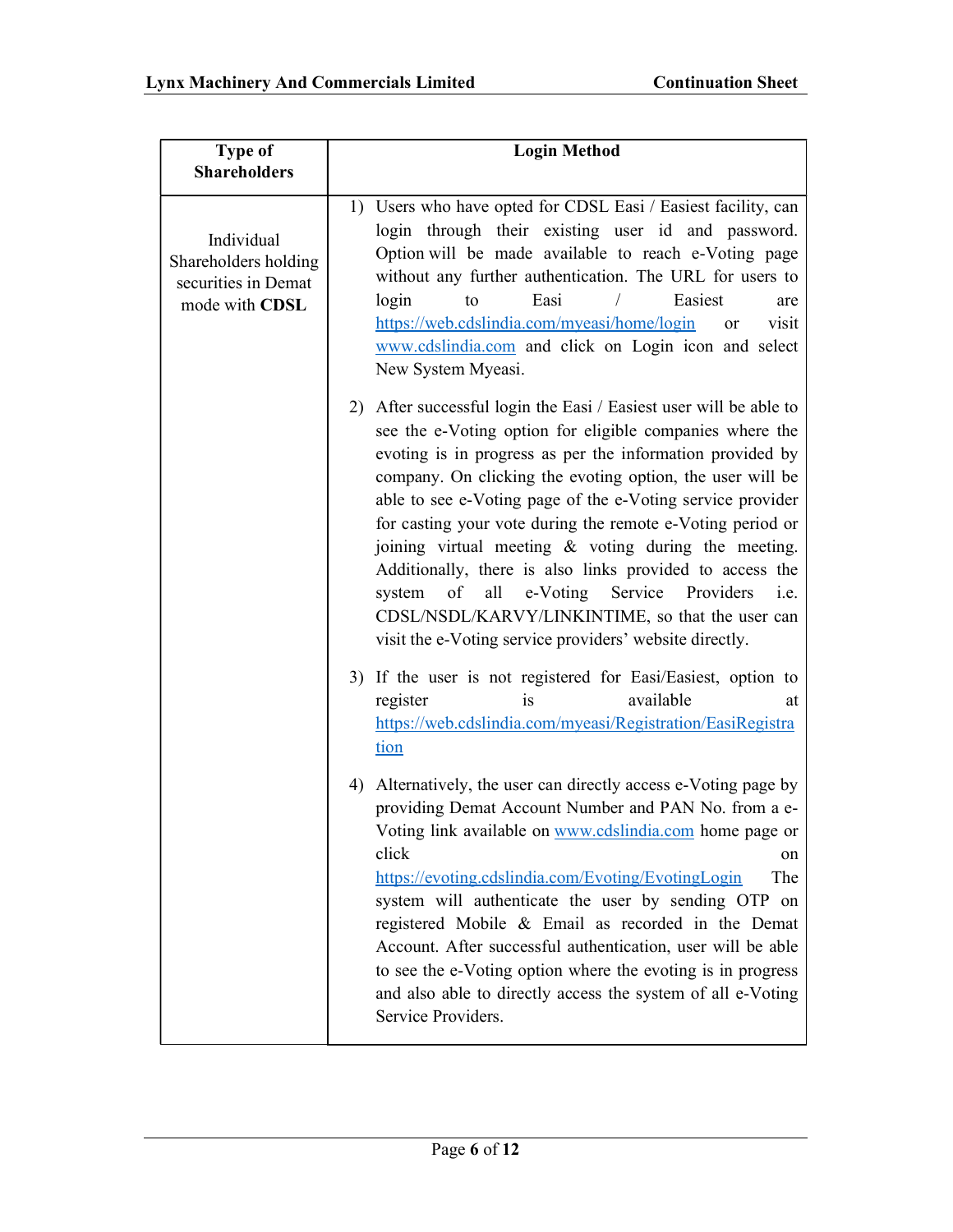| Type of Shareholders | Login Method |
|---|---|
| Individual Shareholders holding securities in Demat mode with **CDSL** | 1) Users who have opted for CDSL Easi / Easiest facility, can login through their existing user id and password. Option will be made available to reach e-Voting page without any further authentication. The URL for users to login to Easi / Easiest are https://web.cdslindia.com/myeasi/home/login or visit www.cdslindia.com and click on Login icon and select New System Myeasi.<br><br>2) After successful login the Easi / Easiest user will be able to see the e-Voting option for eligible companies where the evoting is in progress as per the information provided by company. On clicking the evoting option, the user will be able to see e-Voting page of the e-Voting service provider for casting your vote during the remote e-Voting period or joining virtual meeting & voting during the meeting. Additionally, there is also links provided to access the system of all e-Voting Service Providers i.e. CDSL/NSDL/KARVY/LINKINTIME, so that the user can visit the e-Voting service providers' website directly.<br><br>3) If the user is not registered for Easi/Easiest, option to register is available at https://web.cdslindia.com/myeasi/Registration/EasiRegistration<br><br>4) Alternatively, the user can directly access e-Voting page by providing Demat Account Number and PAN No. from a e-Voting link available on www.cdslindia.com home page or click on https://evoting.cdslindia.com/Evoting/EvotingLogin The system will authenticate the user by sending OTP on registered Mobile & Email as recorded in the Demat Account. After successful authentication, user will be able to see the e-Voting option where the evoting is in progress and also able to directly access the system of all e-Voting Service Providers. |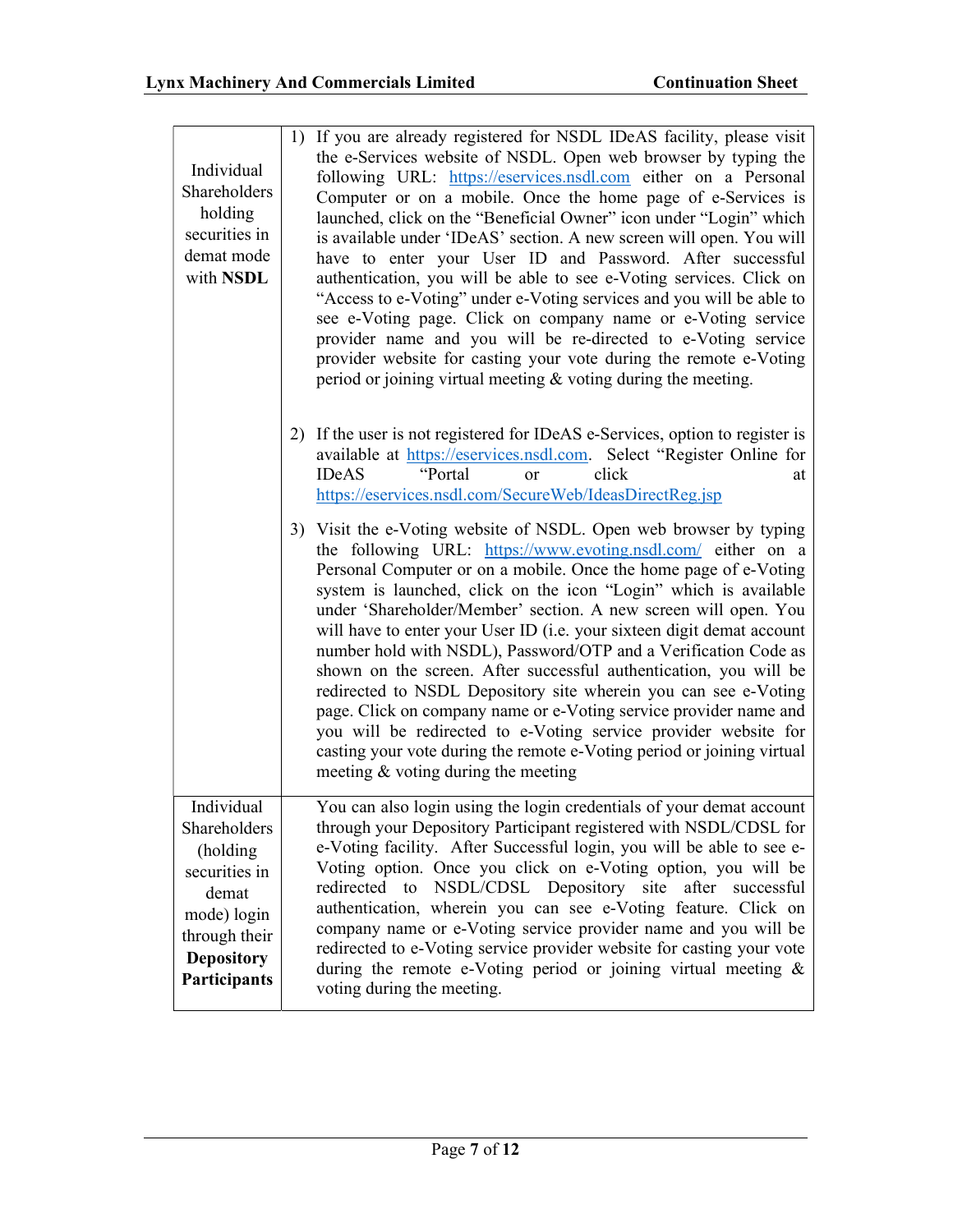| | |
|---|---|
| Individual Shareholders holding securities in demat mode with **NSDL** | 1) If you are already registered for NSDL IDeAS facility, please visit the e-Services website of NSDL. Open web browser by typing the following URL: https://eservices.nsdl.com either on a Personal Computer or on a mobile. Once the home page of e-Services is launched, click on the "Beneficial Owner" icon under "Login" which is available under 'IDeAS' section. A new screen will open. You will have to enter your User ID and Password. After successful authentication, you will be able to see e-Voting services. Click on "Access to e-Voting" under e-Voting services and you will be able to see e-Voting page. Click on company name or e-Voting service provider name and you will be re-directed to e-Voting service provider website for casting your vote during the remote e-Voting period or joining virtual meeting & voting during the meeting.<br><br>2) If the user is not registered for IDeAS e-Services, option to register is available at https://eservices.nsdl.com. Select "Register Online for IDeAS "Portal or click at https://eservices.nsdl.com/SecureWeb/IdeasDirectReg.jsp<br><br>3) Visit the e-Voting website of NSDL. Open web browser by typing the following URL: https://www.evoting.nsdl.com/ either on a Personal Computer or on a mobile. Once the home page of e-Voting system is launched, click on the icon "Login" which is available under 'Shareholder/Member' section. A new screen will open. You will have to enter your User ID (i.e. your sixteen digit demat account number hold with NSDL), Password/OTP and a Verification Code as shown on the screen. After successful authentication, you will be redirected to NSDL Depository site wherein you can see e-Voting page. Click on company name or e-Voting service provider name and you will be redirected to e-Voting service provider website for casting your vote during the remote e-Voting period or joining virtual meeting & voting during the meeting |
| Individual Shareholders (holding securities in demat mode) login through their **Depository Participants** | You can also login using the login credentials of your demat account through your Depository Participant registered with NSDL/CDSL for e-Voting facility. After Successful login, you will be able to see e-Voting option. Once you click on e-Voting option, you will be redirected to NSDL/CDSL Depository site after successful authentication, wherein you can see e-Voting feature. Click on company name or e-Voting service provider name and you will be redirected to e-Voting service provider website for casting your vote during the remote e-Voting period or joining virtual meeting & voting during the meeting. |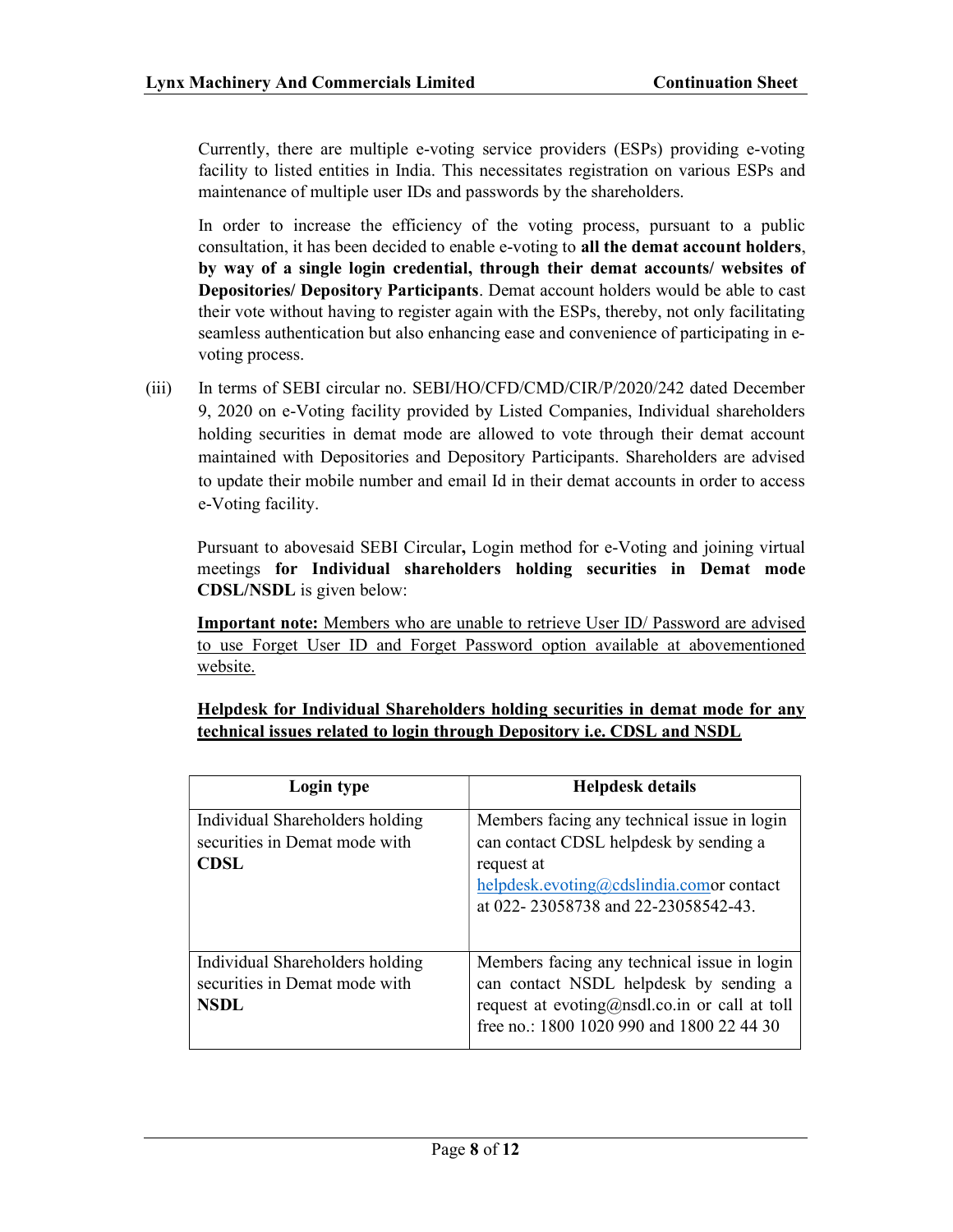Currently, there are multiple e-voting service providers (ESPs) providing e-voting facility to listed entities in India. This necessitates registration on various ESPs and maintenance of multiple user IDs and passwords by the shareholders.

In order to increase the efficiency of the voting process, pursuant to a public consultation, it has been decided to enable e-voting to **all the demat account holders, by way of a single login credential, through their demat accounts/ websites of Depositories/ Depository Participants**. Demat account holders would be able to cast their vote without having to register again with the ESPs, thereby, not only facilitating seamless authentication but also enhancing ease and convenience of participating in e-voting process.

(iii) In terms of SEBI circular no. SEBI/HO/CFD/CMD/CIR/P/2020/242 dated December 9, 2020 on e-Voting facility provided by Listed Companies, Individual shareholders holding securities in demat mode are allowed to vote through their demat account maintained with Depositories and Depository Participants. Shareholders are advised to update their mobile number and email Id in their demat accounts in order to access e-Voting facility.

Pursuant to abovesaid SEBI Circular**,** Login method for e-Voting and joining virtual meetings **for Individual shareholders holding securities in Demat mode CDSL/NSDL** is given below:

<u>**Important note:** Members who are unable to retrieve User ID/ Password are advised to use Forget User ID and Forget Password option available at abovementioned website.</u>

<u>**Helpdesk for Individual Shareholders holding securities in demat mode for any technical issues related to login through Depository i.e. CDSL and NSDL**</u>

| Login type | Helpdesk details |
|---|---|
| Individual Shareholders holding securities in Demat mode with **CDSL** | Members facing any technical issue in login can contact CDSL helpdesk by sending a request at helpdesk.evoting@cdslindia.comor contact at 022- 23058738 and 22-23058542-43. |
| Individual Shareholders holding securities in Demat mode with **NSDL** | Members facing any technical issue in login can contact NSDL helpdesk by sending a request at evoting@nsdl.co.in or call at toll free no.: 1800 1020 990 and 1800 22 44 30 |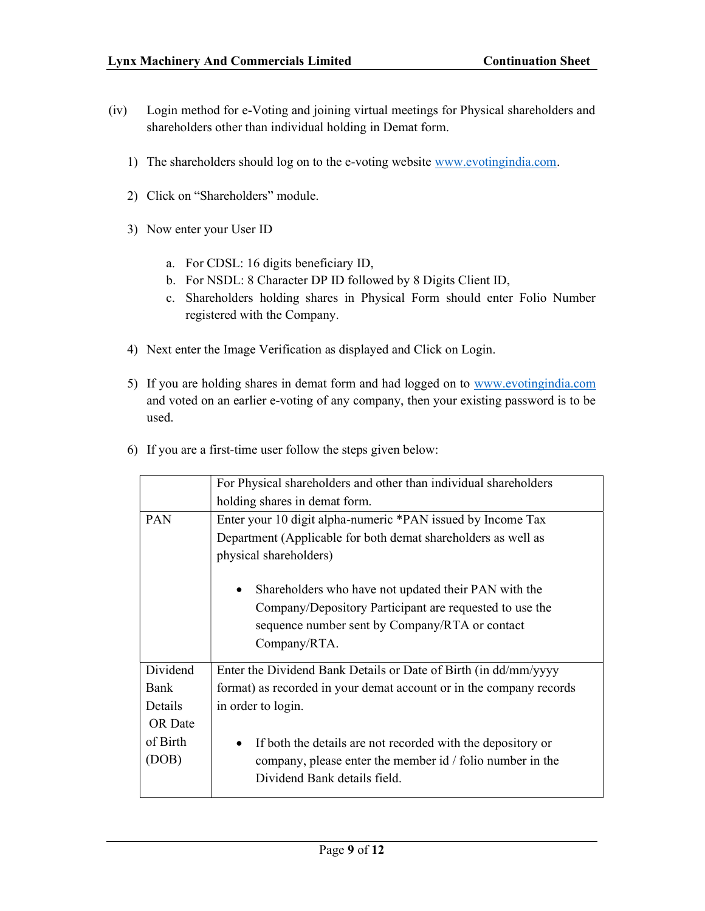(iv) Login method for e-Voting and joining virtual meetings for Physical shareholders and shareholders other than individual holding in Demat form.

1) The shareholders should log on to the e-voting website www.evotingindia.com.

2) Click on "Shareholders" module.

3) Now enter your User ID

   a. For CDSL: 16 digits beneficiary ID,
   b. For NSDL: 8 Character DP ID followed by 8 Digits Client ID,
   c. Shareholders holding shares in Physical Form should enter Folio Number registered with the Company.

4) Next enter the Image Verification as displayed and Click on Login.

5) If you are holding shares in demat form and had logged on to www.evotingindia.com and voted on an earlier e-voting of any company, then your existing password is to be used.

6) If you are a first-time user follow the steps given below:

| | For Physical shareholders and other than individual shareholders holding shares in demat form. |
|---|---|
| PAN | Enter your 10 digit alpha-numeric *PAN issued by Income Tax Department (Applicable for both demat shareholders as well as physical shareholders)<br><br>• Shareholders who have not updated their PAN with the Company/Depository Participant are requested to use the sequence number sent by Company/RTA or contact Company/RTA. |
| Dividend Bank Details OR Date of Birth (DOB) | Enter the Dividend Bank Details or Date of Birth (in dd/mm/yyyy format) as recorded in your demat account or in the company records in order to login.<br><br>• If both the details are not recorded with the depository or company, please enter the member id / folio number in the Dividend Bank details field. |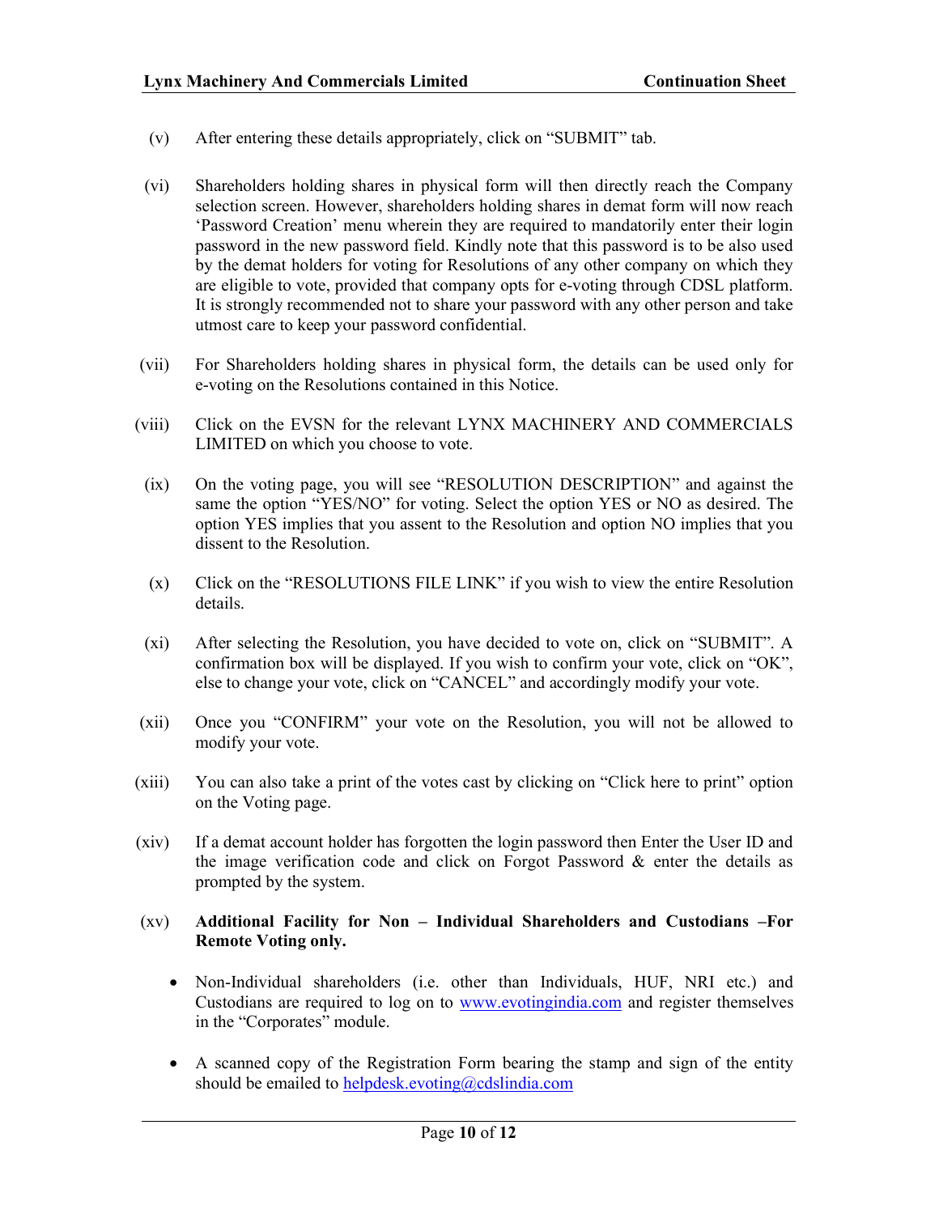(v) After entering these details appropriately, click on "SUBMIT" tab.

(vi) Shareholders holding shares in physical form will then directly reach the Company selection screen. However, shareholders holding shares in demat form will now reach 'Password Creation' menu wherein they are required to mandatorily enter their login password in the new password field. Kindly note that this password is to be also used by the demat holders for voting for Resolutions of any other company on which they are eligible to vote, provided that company opts for e-voting through CDSL platform. It is strongly recommended not to share your password with any other person and take utmost care to keep your password confidential.

(vii) For Shareholders holding shares in physical form, the details can be used only for e-voting on the Resolutions contained in this Notice.

(viii) Click on the EVSN for the relevant LYNX MACHINERY AND COMMERCIALS LIMITED on which you choose to vote.

(ix) On the voting page, you will see "RESOLUTION DESCRIPTION" and against the same the option "YES/NO" for voting. Select the option YES or NO as desired. The option YES implies that you assent to the Resolution and option NO implies that you dissent to the Resolution.

(x) Click on the "RESOLUTIONS FILE LINK" if you wish to view the entire Resolution details.

(xi) After selecting the Resolution, you have decided to vote on, click on "SUBMIT". A confirmation box will be displayed. If you wish to confirm your vote, click on "OK", else to change your vote, click on "CANCEL" and accordingly modify your vote.

(xii) Once you "CONFIRM" your vote on the Resolution, you will not be allowed to modify your vote.

(xiii) You can also take a print of the votes cast by clicking on "Click here to print" option on the Voting page.

(xiv) If a demat account holder has forgotten the login password then Enter the User ID and the image verification code and click on Forgot Password & enter the details as prompted by the system.

(xv) **Additional Facility for Non – Individual Shareholders and Custodians –For Remote Voting only.**

- Non-Individual shareholders (i.e. other than Individuals, HUF, NRI etc.) and Custodians are required to log on to www.evotingindia.com and register themselves in the "Corporates" module.

- A scanned copy of the Registration Form bearing the stamp and sign of the entity should be emailed to helpdesk.evoting@cdslindia.com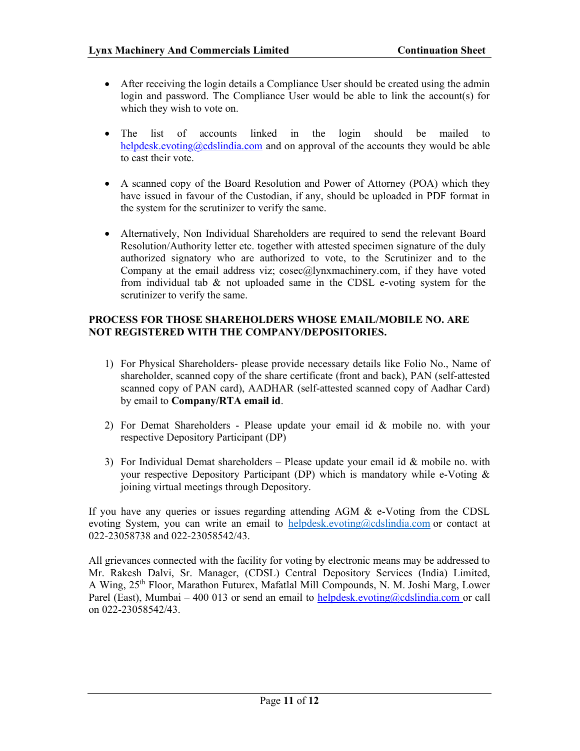- After receiving the login details a Compliance User should be created using the admin login and password. The Compliance User would be able to link the account(s) for which they wish to vote on.

- The list of accounts linked in the login should be mailed to helpdesk.evoting@cdslindia.com and on approval of the accounts they would be able to cast their vote.

- A scanned copy of the Board Resolution and Power of Attorney (POA) which they have issued in favour of the Custodian, if any, should be uploaded in PDF format in the system for the scrutinizer to verify the same.

- Alternatively, Non Individual Shareholders are required to send the relevant Board Resolution/Authority letter etc. together with attested specimen signature of the duly authorized signatory who are authorized to vote, to the Scrutinizer and to the Company at the email address viz; cosec@lynxmachinery.com, if they have voted from individual tab & not uploaded same in the CDSL e-voting system for the scrutinizer to verify the same.

**PROCESS FOR THOSE SHAREHOLDERS WHOSE EMAIL/MOBILE NO. ARE NOT REGISTERED WITH THE COMPANY/DEPOSITORIES.**

1) For Physical Shareholders- please provide necessary details like Folio No., Name of shareholder, scanned copy of the share certificate (front and back), PAN (self-attested scanned copy of PAN card), AADHAR (self-attested scanned copy of Aadhar Card) by email to **Company/RTA email id**.

2) For Demat Shareholders - Please update your email id & mobile no. with your respective Depository Participant (DP)

3) For Individual Demat shareholders – Please update your email id & mobile no. with your respective Depository Participant (DP) which is mandatory while e-Voting & joining virtual meetings through Depository.

If you have any queries or issues regarding attending AGM & e-Voting from the CDSL evoting System, you can write an email to helpdesk.evoting@cdslindia.com or contact at 022-23058738 and 022-23058542/43.

All grievances connected with the facility for voting by electronic means may be addressed to Mr. Rakesh Dalvi, Sr. Manager, (CDSL) Central Depository Services (India) Limited, A Wing, 25th Floor, Marathon Futurex, Mafatlal Mill Compounds, N. M. Joshi Marg, Lower Parel (East), Mumbai – 400 013 or send an email to helpdesk.evoting@cdslindia.com or call on 022-23058542/43.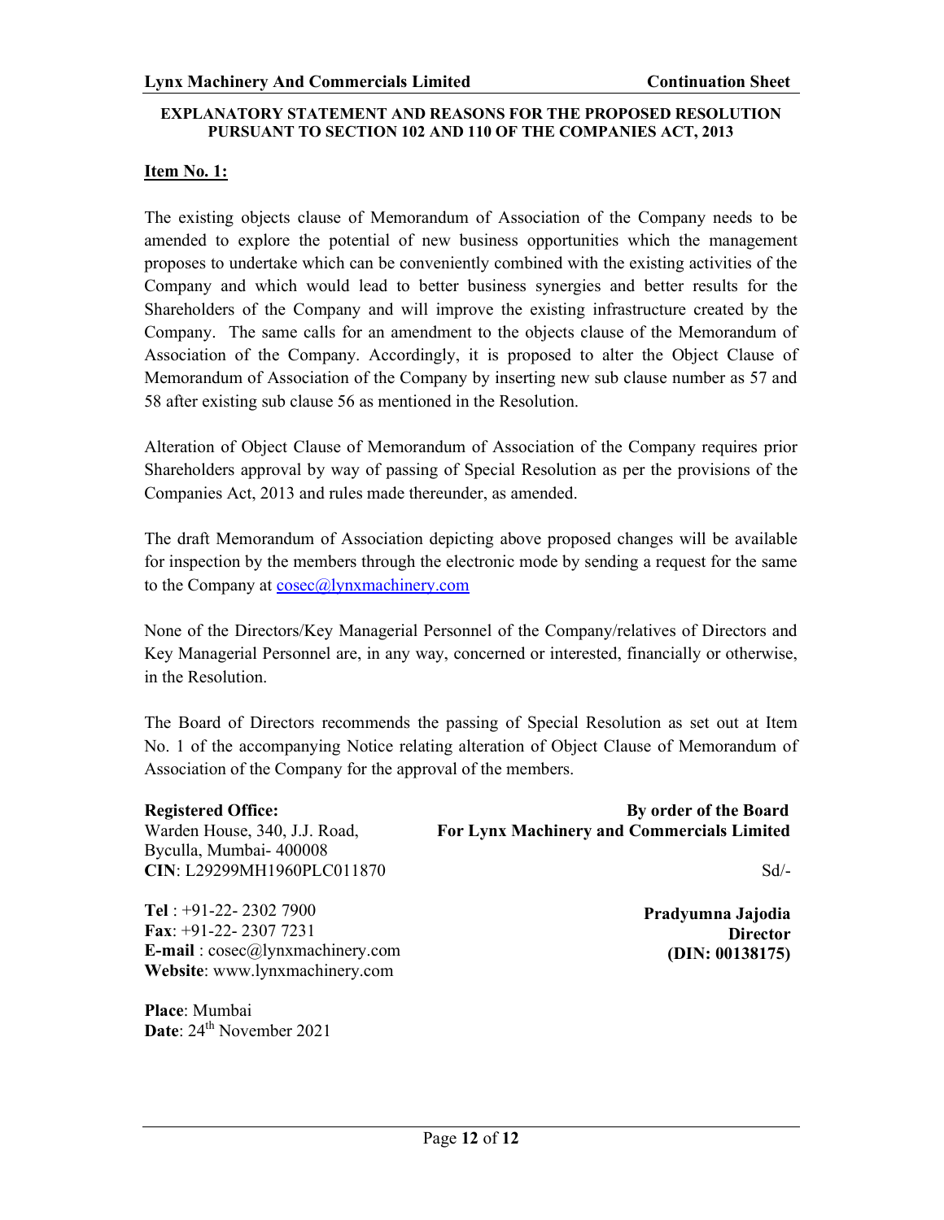**EXPLANATORY STATEMENT AND REASONS FOR THE PROPOSED RESOLUTION PURSUANT TO SECTION 102 AND 110 OF THE COMPANIES ACT, 2013**

## Item No. 1:

The existing objects clause of Memorandum of Association of the Company needs to be amended to explore the potential of new business opportunities which the management proposes to undertake which can be conveniently combined with the existing activities of the Company and which would lead to better business synergies and better results for the Shareholders of the Company and will improve the existing infrastructure created by the Company. The same calls for an amendment to the objects clause of the Memorandum of Association of the Company. Accordingly, it is proposed to alter the Object Clause of Memorandum of Association of the Company by inserting new sub clause number as 57 and 58 after existing sub clause 56 as mentioned in the Resolution.

Alteration of Object Clause of Memorandum of Association of the Company requires prior Shareholders approval by way of passing of Special Resolution as per the provisions of the Companies Act, 2013 and rules made thereunder, as amended.

The draft Memorandum of Association depicting above proposed changes will be available for inspection by the members through the electronic mode by sending a request for the same to the Company at cosec@lynxmachinery.com

None of the Directors/Key Managerial Personnel of the Company/relatives of Directors and Key Managerial Personnel are, in any way, concerned or interested, financially or otherwise, in the Resolution.

The Board of Directors recommends the passing of Special Resolution as set out at Item No. 1 of the accompanying Notice relating alteration of Object Clause of Memorandum of Association of the Company for the approval of the members.

**Registered Office:**
Warden House, 340, J.J. Road,
Byculla, Mumbai- 400008
**CIN**: L29299MH1960PLC011870

**Tel** : +91-22- 2302 7900
**Fax**: +91-22- 2307 7231
**E-mail** : cosec@lynxmachinery.com
**Website**: www.lynxmachinery.com

**Place**: Mumbai
**Date**: 24th November 2021

**By order of the Board**
**For Lynx Machinery and Commercials Limited**

Sd/-

**Pradyumna Jajodia**
**Director**
**(DIN: 00138175)**